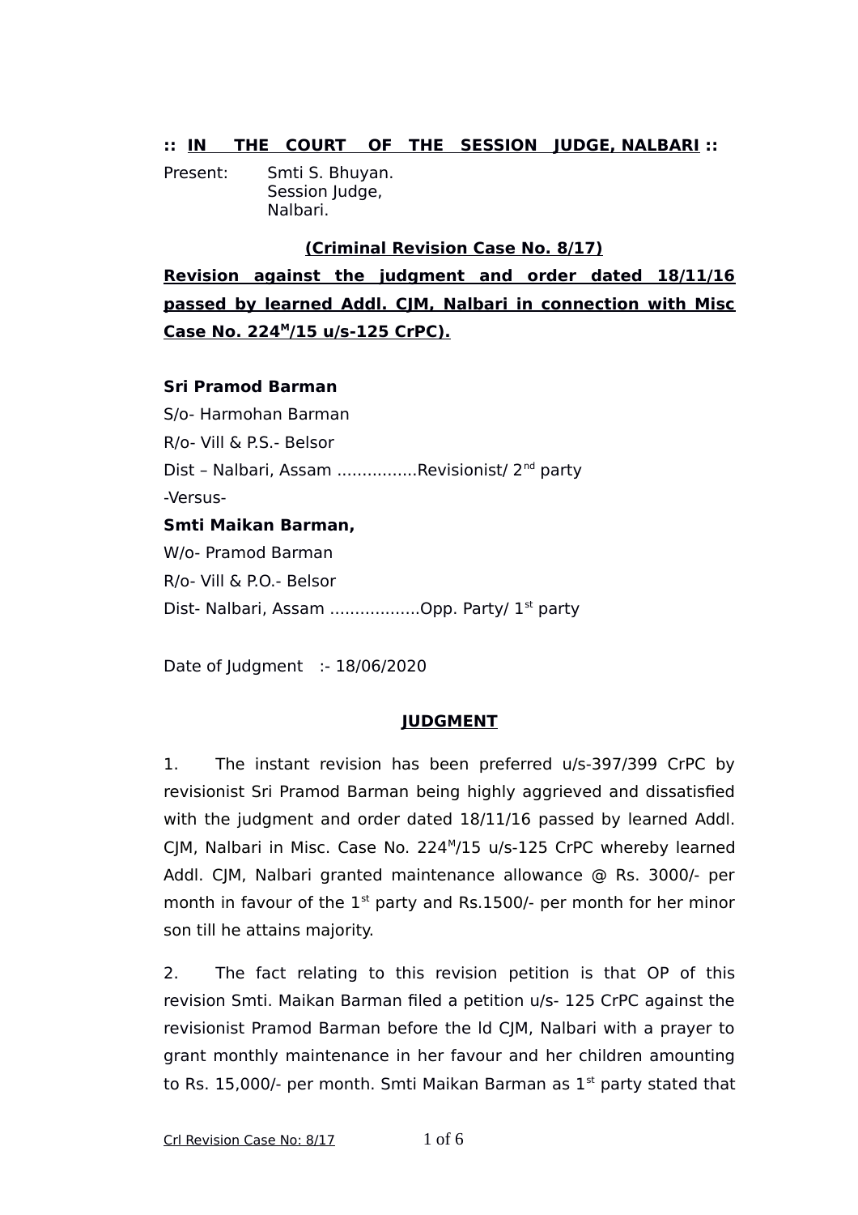**:: IN THE COURT OF THE SESSION JUDGE, NALBARI ::**

Present: Smti S. Bhuyan.
Session Judge,
Nalbari.

**(Criminal Revision Case No. 8/17)**

**Revision against the judgment and order dated 18/11/16 passed by learned Addl. CJM, Nalbari in connection with Misc Case No. 224[M]/15 u/s-125 CrPC).**

**Sri Pramod Barman**
S/o- Harmohan Barman
R/o- Vill & P.S.- Belsor
Dist – Nalbari, Assam ................Revisionist/ 2[nd] party

-Versus-

**Smti Maikan Barman,**
W/o- Pramod Barman
R/o- Vill & P.O.- Belsor
Dist- Nalbari, Assam ..................Opp. Party/ 1[st] party

Date of Judgment :- 18/06/2020

## JUDGMENT

1. The instant revision has been preferred u/s-397/399 CrPC by revisionist Sri Pramod Barman being highly aggrieved and dissatisfied with the judgment and order dated 18/11/16 passed by learned Addl. CJM, Nalbari in Misc. Case No. 224[M]/15 u/s-125 CrPC whereby learned Addl. CJM, Nalbari granted maintenance allowance @ Rs. 3000/- per month in favour of the 1[st] party and Rs.1500/- per month for her minor son till he attains majority.

2. The fact relating to this revision petition is that OP of this revision Smti. Maikan Barman filed a petition u/s- 125 CrPC against the revisionist Pramod Barman before the ld CJM, Nalbari with a prayer to grant monthly maintenance in her favour and her children amounting to Rs. 15,000/- per month. Smti Maikan Barman as 1[st] party stated that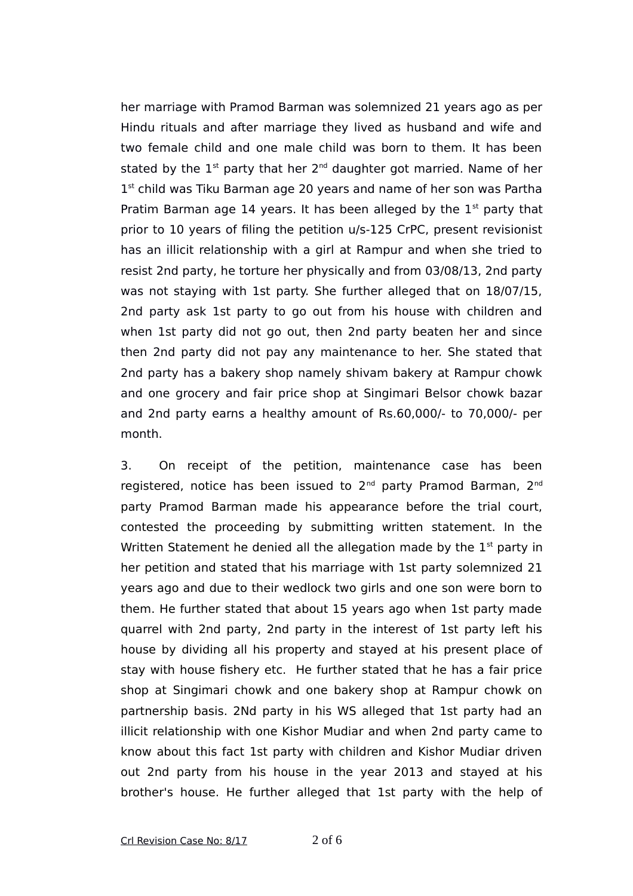her marriage with Pramod Barman was solemnized 21 years ago as per Hindu rituals and after marriage they lived as husband and wife and two female child and one male child was born to them. It has been stated by the 1st party that her 2nd daughter got married. Name of her 1st child was Tiku Barman age 20 years and name of her son was Partha Pratim Barman age 14 years. It has been alleged by the 1st party that prior to 10 years of filing the petition u/s-125 CrPC, present revisionist has an illicit relationship with a girl at Rampur and when she tried to resist 2nd party, he torture her physically and from 03/08/13, 2nd party was not staying with 1st party. She further alleged that on 18/07/15, 2nd party ask 1st party to go out from his house with children and when 1st party did not go out, then 2nd party beaten her and since then 2nd party did not pay any maintenance to her. She stated that 2nd party has a bakery shop namely shivam bakery at Rampur chowk and one grocery and fair price shop at Singimari Belsor chowk bazar and 2nd party earns a healthy amount of Rs.60,000/- to 70,000/- per month.

3. On receipt of the petition, maintenance case has been registered, notice has been issued to 2nd party Pramod Barman, 2nd party Pramod Barman made his appearance before the trial court, contested the proceeding by submitting written statement. In the Written Statement he denied all the allegation made by the 1st party in her petition and stated that his marriage with 1st party solemnized 21 years ago and due to their wedlock two girls and one son were born to them. He further stated that about 15 years ago when 1st party made quarrel with 2nd party, 2nd party in the interest of 1st party left his house by dividing all his property and stayed at his present place of stay with house fishery etc. He further stated that he has a fair price shop at Singimari chowk and one bakery shop at Rampur chowk on partnership basis. 2Nd party in his WS alleged that 1st party had an illicit relationship with one Kishor Mudiar and when 2nd party came to know about this fact 1st party with children and Kishor Mudiar driven out 2nd party from his house in the year 2013 and stayed at his brother's house. He further alleged that 1st party with the help of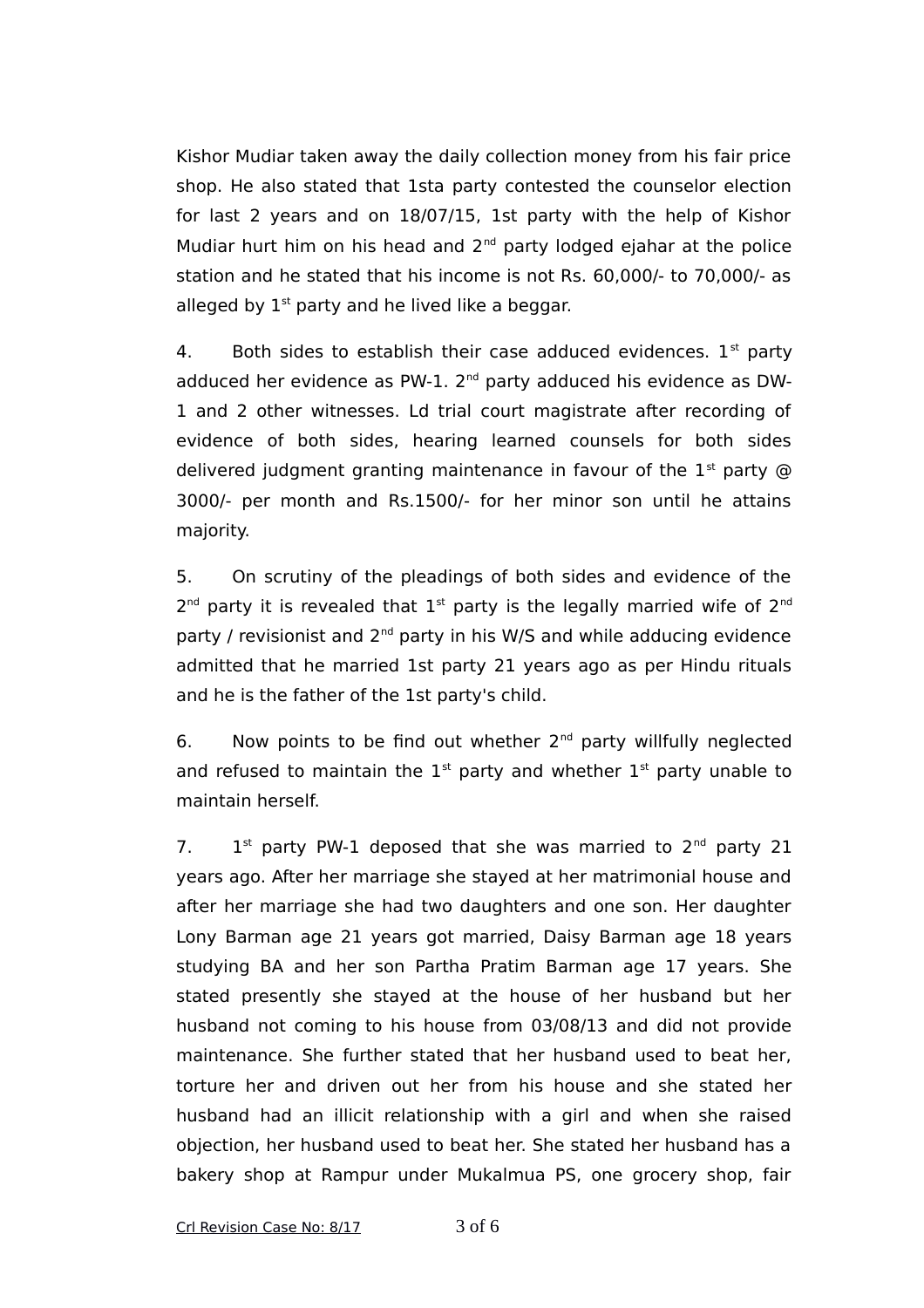Kishor Mudiar taken away the daily collection money from his fair price shop. He also stated that 1sta party contested the counselor election for last 2 years and on 18/07/15, 1st party with the help of Kishor Mudiar hurt him on his head and 2nd party lodged ejahar at the police station and he stated that his income is not Rs. 60,000/- to 70,000/- as alleged by 1st party and he lived like a beggar.

4. Both sides to establish their case adduced evidences. 1st party adduced her evidence as PW-1. 2nd party adduced his evidence as DW-1 and 2 other witnesses. Ld trial court magistrate after recording of evidence of both sides, hearing learned counsels for both sides delivered judgment granting maintenance in favour of the 1st party @ 3000/- per month and Rs.1500/- for her minor son until he attains majority.

5. On scrutiny of the pleadings of both sides and evidence of the 2nd party it is revealed that 1st party is the legally married wife of 2nd party / revisionist and 2nd party in his W/S and while adducing evidence admitted that he married 1st party 21 years ago as per Hindu rituals and he is the father of the 1st party's child.

6. Now points to be find out whether 2nd party willfully neglected and refused to maintain the 1st party and whether 1st party unable to maintain herself.

7. 1st party PW-1 deposed that she was married to 2nd party 21 years ago. After her marriage she stayed at her matrimonial house and after her marriage she had two daughters and one son. Her daughter Lony Barman age 21 years got married, Daisy Barman age 18 years studying BA and her son Partha Pratim Barman age 17 years. She stated presently she stayed at the house of her husband but her husband not coming to his house from 03/08/13 and did not provide maintenance. She further stated that her husband used to beat her, torture her and driven out her from his house and she stated her husband had an illicit relationship with a girl and when she raised objection, her husband used to beat her. She stated her husband has a bakery shop at Rampur under Mukalmua PS, one grocery shop, fair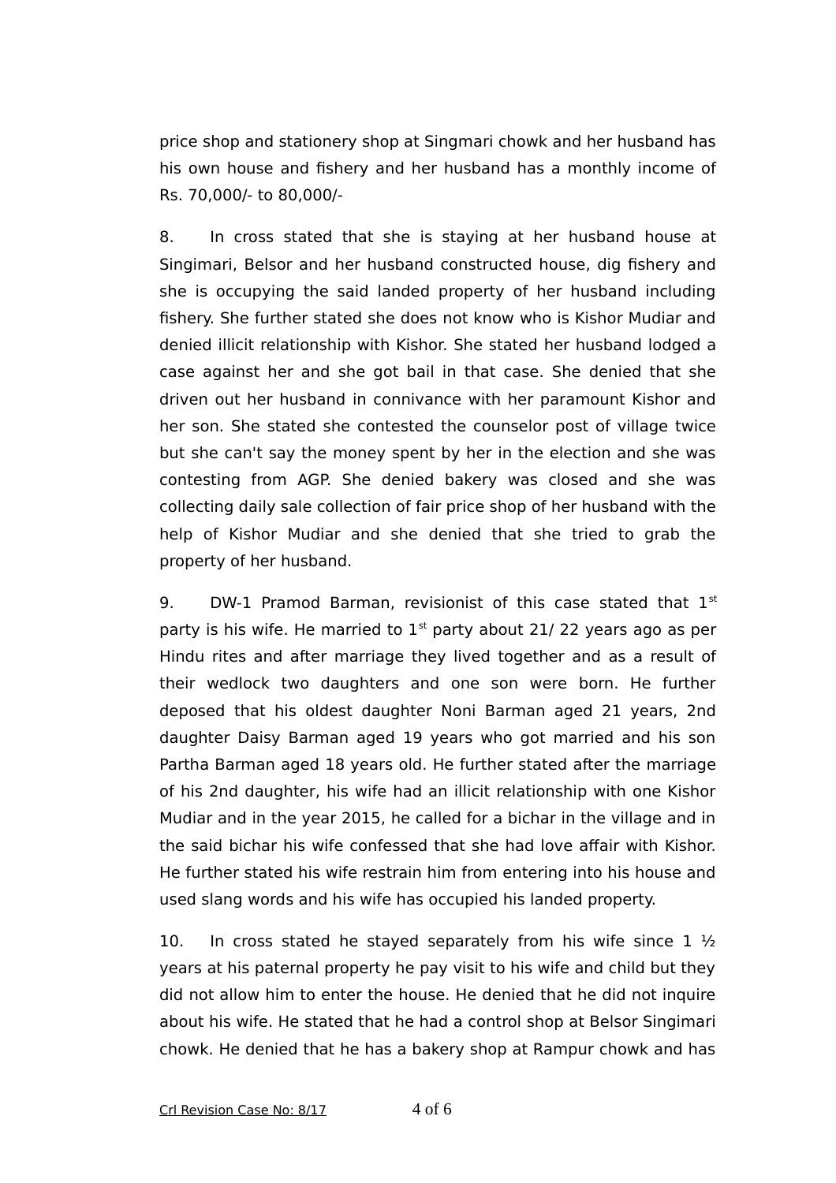price shop and stationery shop at Singmari chowk and her husband has his own house and fishery and her husband has a monthly income of Rs. 70,000/- to 80,000/-

8. In cross stated that she is staying at her husband house at Singimari, Belsor and her husband constructed house, dig fishery and she is occupying the said landed property of her husband including fishery. She further stated she does not know who is Kishor Mudiar and denied illicit relationship with Kishor. She stated her husband lodged a case against her and she got bail in that case. She denied that she driven out her husband in connivance with her paramount Kishor and her son. She stated she contested the counselor post of village twice but she can't say the money spent by her in the election and she was contesting from AGP. She denied bakery was closed and she was collecting daily sale collection of fair price shop of her husband with the help of Kishor Mudiar and she denied that she tried to grab the property of her husband.

9. DW-1 Pramod Barman, revisionist of this case stated that 1st party is his wife. He married to 1st party about 21/ 22 years ago as per Hindu rites and after marriage they lived together and as a result of their wedlock two daughters and one son were born. He further deposed that his oldest daughter Noni Barman aged 21 years, 2nd daughter Daisy Barman aged 19 years who got married and his son Partha Barman aged 18 years old. He further stated after the marriage of his 2nd daughter, his wife had an illicit relationship with one Kishor Mudiar and in the year 2015, he called for a bichar in the village and in the said bichar his wife confessed that she had love affair with Kishor. He further stated his wife restrain him from entering into his house and used slang words and his wife has occupied his landed property.

10. In cross stated he stayed separately from his wife since 1 ½ years at his paternal property he pay visit to his wife and child but they did not allow him to enter the house. He denied that he did not inquire about his wife. He stated that he had a control shop at Belsor Singimari chowk. He denied that he has a bakery shop at Rampur chowk and has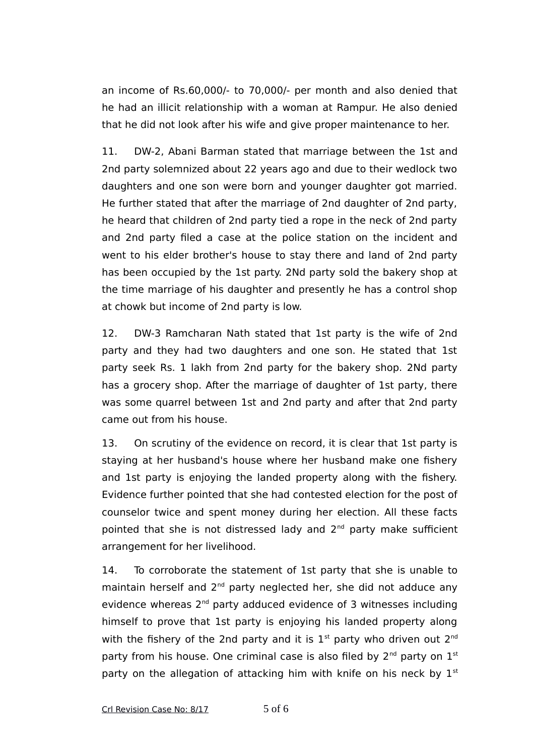an income of Rs.60,000/- to 70,000/- per month and also denied that he had an illicit relationship with a woman at Rampur. He also denied that he did not look after his wife and give proper maintenance to her.

11. DW-2, Abani Barman stated that marriage between the 1st and 2nd party solemnized about 22 years ago and due to their wedlock two daughters and one son were born and younger daughter got married. He further stated that after the marriage of 2nd daughter of 2nd party, he heard that children of 2nd party tied a rope in the neck of 2nd party and 2nd party filed a case at the police station on the incident and went to his elder brother's house to stay there and land of 2nd party has been occupied by the 1st party. 2Nd party sold the bakery shop at the time marriage of his daughter and presently he has a control shop at chowk but income of 2nd party is low.

12. DW-3 Ramcharan Nath stated that 1st party is the wife of 2nd party and they had two daughters and one son. He stated that 1st party seek Rs. 1 lakh from 2nd party for the bakery shop. 2Nd party has a grocery shop. After the marriage of daughter of 1st party, there was some quarrel between 1st and 2nd party and after that 2nd party came out from his house.

13. On scrutiny of the evidence on record, it is clear that 1st party is staying at her husband's house where her husband make one fishery and 1st party is enjoying the landed property along with the fishery. Evidence further pointed that she had contested election for the post of counselor twice and spent money during her election. All these facts pointed that she is not distressed lady and 2nd party make sufficient arrangement for her livelihood.

14. To corroborate the statement of 1st party that she is unable to maintain herself and 2nd party neglected her, she did not adduce any evidence whereas 2nd party adduced evidence of 3 witnesses including himself to prove that 1st party is enjoying his landed property along with the fishery of the 2nd party and it is 1st party who driven out 2nd party from his house. One criminal case is also filed by 2nd party on 1st party on the allegation of attacking him with knife on his neck by 1st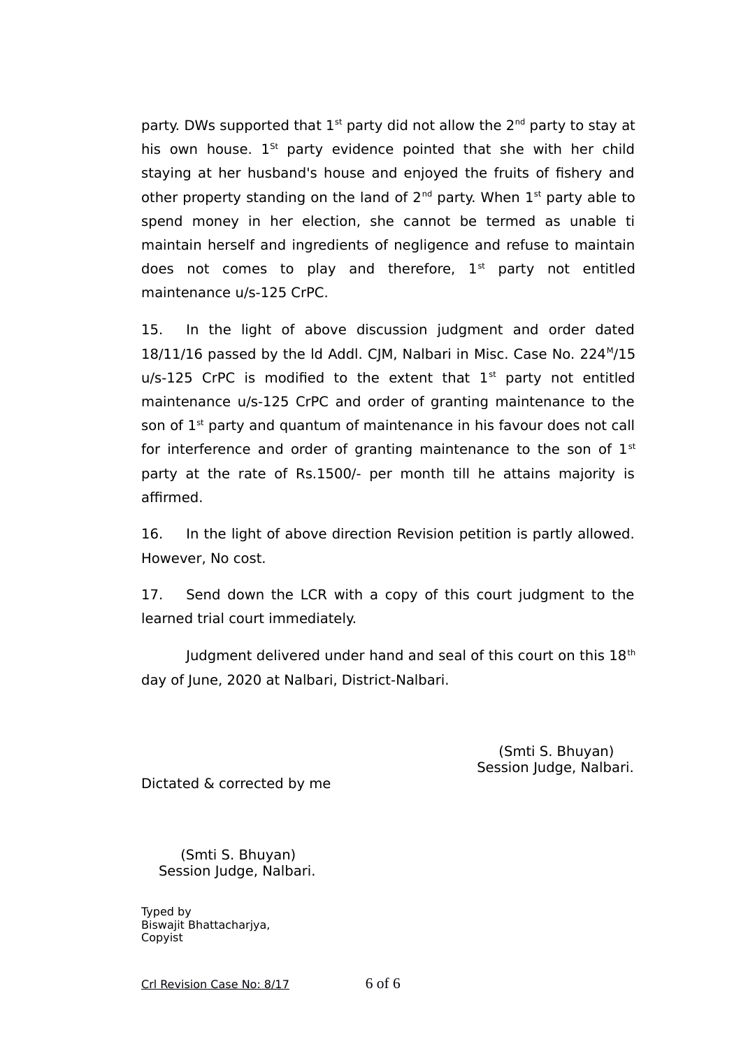party. DWs supported that 1st party did not allow the 2nd party to stay at his own house. 1St party evidence pointed that she with her child staying at her husband's house and enjoyed the fruits of fishery and other property standing on the land of 2nd party. When 1st party able to spend money in her election, she cannot be termed as unable ti maintain herself and ingredients of negligence and refuse to maintain does not comes to play and therefore, 1st party not entitled maintenance u/s-125 CrPC.

15. In the light of above discussion judgment and order dated 18/11/16 passed by the ld Addl. CJM, Nalbari in Misc. Case No. 224M/15 u/s-125 CrPC is modified to the extent that 1st party not entitled maintenance u/s-125 CrPC and order of granting maintenance to the son of 1st party and quantum of maintenance in his favour does not call for interference and order of granting maintenance to the son of 1st party at the rate of Rs.1500/- per month till he attains majority is affirmed.

16. In the light of above direction Revision petition is partly allowed. However, No cost.

17. Send down the LCR with a copy of this court judgment to the learned trial court immediately.

Judgment delivered under hand and seal of this court on this 18th day of June, 2020 at Nalbari, District-Nalbari.

(Smti S. Bhuyan)
Session Judge, Nalbari.

Dictated & corrected by me

(Smti S. Bhuyan)
Session Judge, Nalbari.

Typed by
Biswajit Bhattacharjya,
Copyist

Crl Revision Case No: 8/17